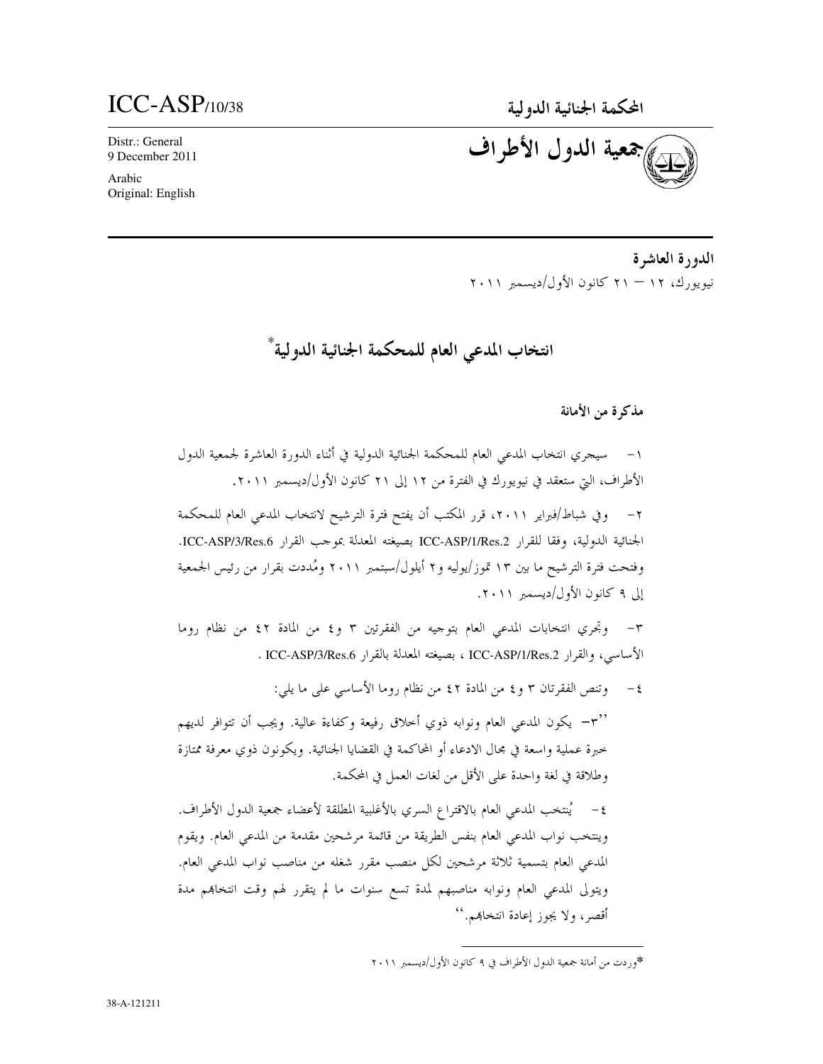ICC-ASP/10/38

Distr.: General
9 December 2011

Arabic
Original: English

**المحكمة الجنائية الدولية**

**جمعية الدول الأطراف**

**الدورة العاشرة**
نيويورك، ١٢ – ٢١ كانون الأول/ديسمبر ٢٠١١

# انتخاب المدعي العام للمحكمة الجنائية الدولية*

### مذكرة من الأمانة

١- سيجري انتخاب المدعي العام للمحكمة الجنائية الدولية في أثناء الدورة العاشرة لجمعية الدول الأطراف، التي ستعقد في نيويورك في الفترة من ١٢ إلى ٢١ كانون الأول/ديسمبر ٢٠١١.

٢- وفي شباط/فبراير ٢٠١١، قرر المكتب أن يفتح فترة الترشيح لانتخاب المدعي العام للمحكمة الجنائية الدولية، وفقا للقرار ICC-ASP/1/Res.2 بصيغته المعدلة بموجب القرار ICC-ASP/3/Res.6. وفتحت فترة الترشيح ما بين ١٣ تموز/يوليه و٢ أيلول/سبتمبر ٢٠١١ ومُددت بقرار من رئيس الجمعية إلى ٩ كانون الأول/ديسمبر ٢٠١١.

٣- وتجري انتخابات المدعي العام بتوجيه من الفقرتين ٣ و٤ من المادة ٤٢ من نظام روما الأساسي، والقرار ICC-ASP/1/Res.2 ، بصيغته المعدلة بالقرار ICC-ASP/3/Res.6 .

٤- وتنص الفقرتان ٣ و٤ من المادة ٤٢ من نظام روما الأساسي على ما يلي:

''٣- يكون المدعي العام ونوابه ذوي أخلاق رفيعة وكفاءة عالية. ويجب أن تتوافر لديهم خبرة عملية واسعة في مجال الادعاء أو المحاكمة في القضايا الجنائية. ويكونون ذوي معرفة ممتازة وطلاقة في لغة واحدة على الأقل من لغات العمل في المحكمة.

٤- يُنتخب المدعي العام بالاقتراع السري بالأغلبية المطلقة لأعضاء جمعية الدول الأطراف. وينتخب نواب المدعي العام بنفس الطريقة من قائمة مرشحين مقدمة من المدعي العام. ويقوم المدعي العام بتسمية ثلاثة مرشحين لكل منصب مقرر شغله من مناصب نواب المدعي العام. ويتولى المدعي العام ونوابه مناصبهم لمدة تسع سنوات ما لم يتقرر لهم وقت انتخابهم مدة أقصر، ولا يجوز إعادة انتخابهم.''

---

*وردت من أمانة جمعية الدول الأطراف في ٩ كانون الأول/ديسمبر ٢٠١١

38-A-121211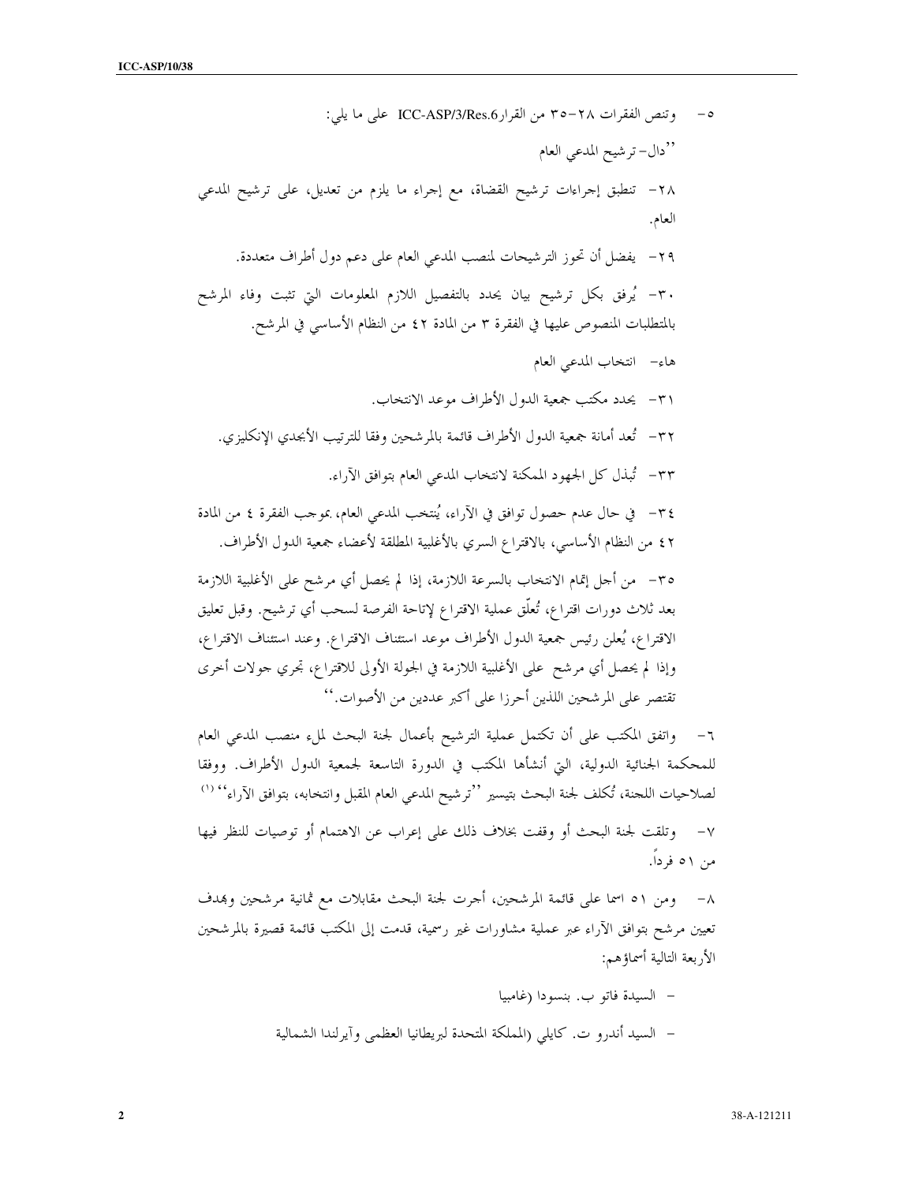٥- وتنص الفقرات ٢٨-٣٥ من القرار ICC-ASP/3/Res.6 على ما يلي:

''دال- ترشيح المدعي العام

٢٨- تنطبق إجراءات ترشيح القضاة، مع إجراء ما يلزم من تعديل، على ترشيح المدعي العام.

٢٩- يفضل أن تحوز الترشيحات لمنصب المدعي العام على دعم دول أطراف متعددة.

٣٠- يُرفق بكل ترشيح بيان يحدد بالتفصيل اللازم المعلومات التي تثبت وفاء المرشح بالمتطلبات المنصوص عليها في الفقرة ٣ من المادة ٤٢ من النظام الأساسي في المرشح.

هاء- انتخاب المدعي العام

٣١- يحدد مكتب جمعية الدول الأطراف موعد الانتخاب.

٣٢- تُعد أمانة جمعية الدول الأطراف قائمة بالمرشحين وفقا للترتيب الأبجدي الإنكليزي.

٣٣- تُبذل كل الجهود الممكنة لانتخاب المدعي العام بتوافق الآراء.

٣٤- في حال عدم حصول توافق في الآراء، يُنتخب المدعي العام، بموجب الفقرة ٤ من المادة ٤٢ من النظام الأساسي، بالاقتراع السري بالأغلبية المطلقة لأعضاء جمعية الدول الأطراف.

٣٥- من أجل إتمام الانتخاب بالسرعة اللازمة، إذا لم يحصل أي مرشح على الأغلبية اللازمة بعد ثلاث دورات اقتراع، تُعلّق عملية الاقتراع لإتاحة الفرصة لسحب أي ترشيح. وقبل تعليق الاقتراع، يُعلن رئيس جمعية الدول الأطراف موعد استئناف الاقتراع. وعند استئناف الاقتراع، وإذا لم يحصل أي مرشح على الأغلبية اللازمة في الجولة الأولى للاقتراع، تجري جولات أخرى تقتصر على المرشحين اللذين أحرزا على أكبر عددين من الأصوات.''

٦- واتفق المكتب على أن تكتمل عملية الترشيح بأعمال لجنة البحث لملء منصب المدعي العام للمحكمة الجنائية الدولية، التي أنشأها المكتب في الدورة التاسعة لجمعية الدول الأطراف. ووفقا لصلاحيات اللجنة، تُكلف لجنة البحث بتيسير ''ترشيح المدعي العام المقبل وانتخابه، بتوافق الآراء''[1]

٧- وتلقت لجنة البحث أو وقفت بخلاف ذلك على إعراب عن الاهتمام أو توصيات للنظر فيها من ٥١ فرداً.

٨- ومن ٥١ اسما على قائمة المرشحين، أجرت لجنة البحث مقابلات مع ثمانية مرشحين وبهدف تعيين مرشح بتوافق الآراء عبر عملية مشاورات غير رسمية، قدمت إلى المكتب قائمة قصيرة بالمرشحين الأربعة التالية أسماؤهم:

- السيدة فاتو ب. بنسودا (غامبيا
- السيد أندرو ت. كايلي (المملكة المتحدة لبريطانيا العظمى وآيرلندا الشمالية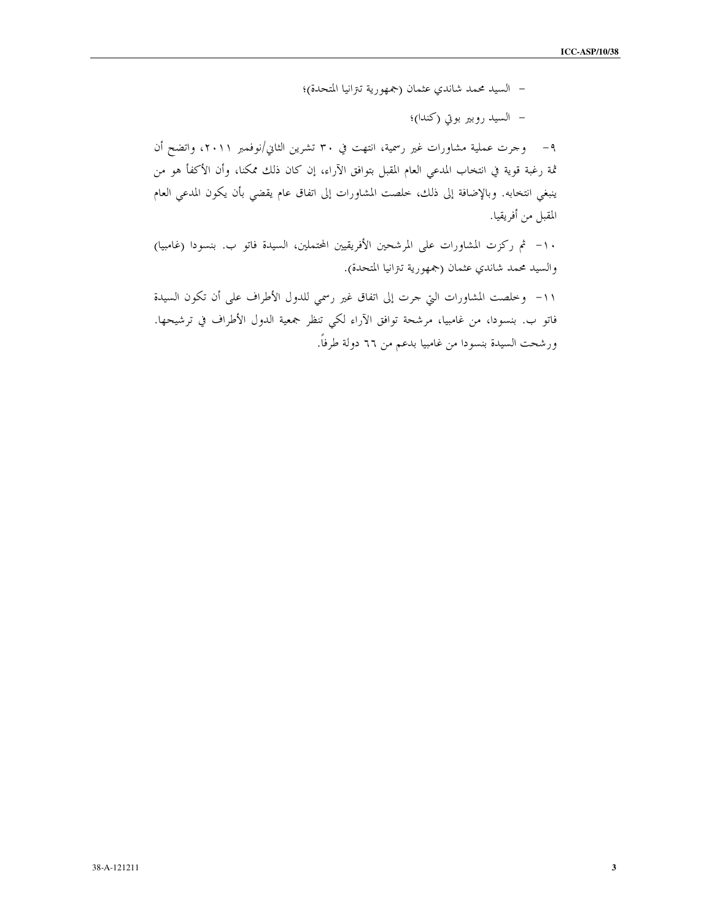- السيد محمد شاندي عثمان (جمهورية تترانيا المتحدة)؛

- السيد روبير بوتي (كندا)؛

٩- وجرت عملية مشاورات غير رسمية، انتهت في ٣٠ تشرين الثاني/نوفمبر ٢٠١١، واتضح أن ثمة رغبة قوية في انتخاب المدعي العام المقبل بتوافق الآراء، إن كان ذلك ممكنا، وأن الأكفأ هو من ينبغي انتخابه. وبالإضافة إلى ذلك، خلصت المشاورات إلى اتفاق عام يقضي بأن يكون المدعي العام المقبل من أفريقيا.

١٠- ثم ركزت المشاورات على المرشحين الأفريقيين المحتملين، السيدة فاتو ب. بنسودا (غامبيا) والسيد محمد شاندي عثمان (جمهورية تترانيا المتحدة).

١١- وخلصت المشاورات التي جرت إلى اتفاق غير رسمي للدول الأطراف على أن تكون السيدة فاتو ب. بنسودا، من غامبيا، مرشحة توافق الآراء لكي تنظر جمعية الدول الأطراف في ترشيحها. ورشحت السيدة بنسودا من غامبيا بدعم من ٦٦ دولة طرفاً.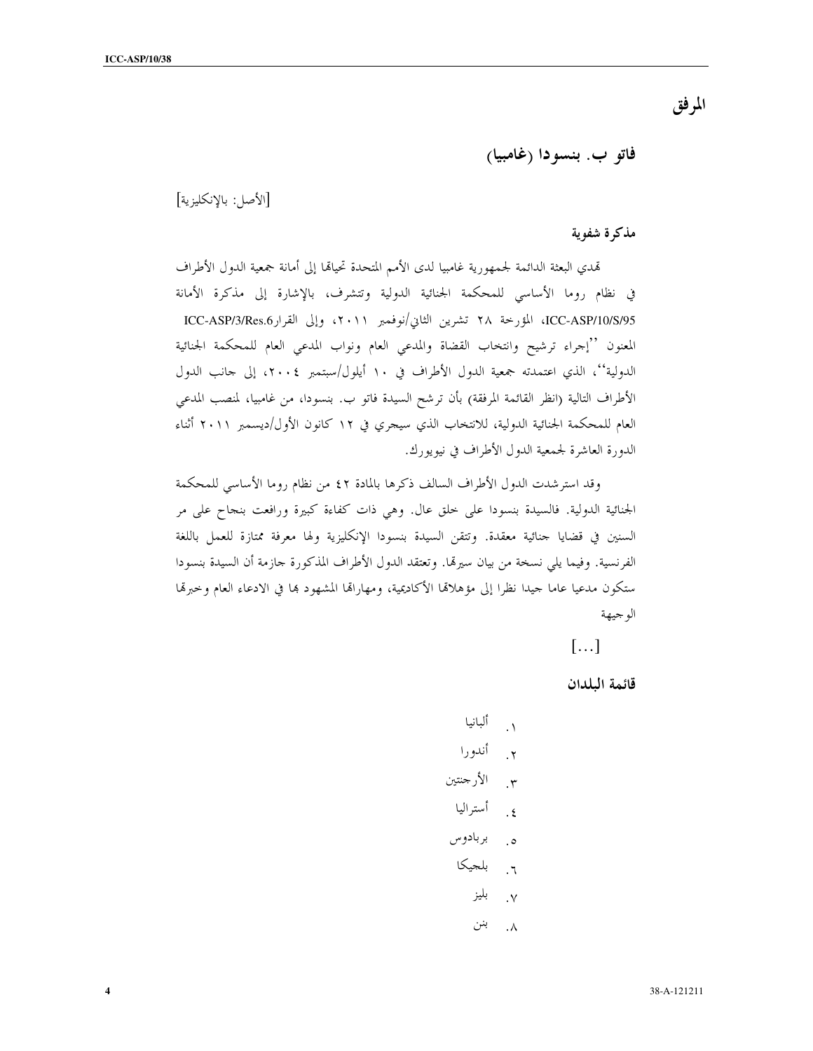# المرفق

## فاتو ب. بنسودا (غامبيا)

[الأصل: بالإنكليزية]

### مذكرة شفوية

تهدي البعثة الدائمة لجمهورية غامبيا لدى الأمم المتحدة تحياتها إلى أمانة جمعية الدول الأطراف في نظام روما الأساسي للمحكمة الجنائية الدولية وتتشرف، بالإشارة إلى مذكرة الأمانة ICC-ASP/10/S/95، المؤرخة ٢٨ تشرين الثاني/نوفمبر ٢٠١١، وإلى القرار ICC-ASP/3/Res.6 المعنون ''إجراء ترشيح وانتخاب القضاة والمدعي العام ونواب المدعي العام للمحكمة الجنائية الدولية''، الذي اعتمدته جمعية الدول الأطراف في ١٠ أيلول/سبتمبر ٢٠٠٤، إلى جانب الدول الأطراف التالية (انظر القائمة المرفقة) بأن ترشح السيدة فاتو ب. بنسودا، من غامبيا، لمنصب المدعي العام للمحكمة الجنائية الدولية، للانتخاب الذي سيجري في ١٢ كانون الأول/ديسمبر ٢٠١١ أثناء الدورة العاشرة لجمعية الدول الأطراف في نيويورك.

وقد استرشدت الدول الأطراف السالف ذكرها بالمادة ٤٢ من نظام روما الأساسي للمحكمة الجنائية الدولية. فالسيدة بنسودا على خلق عال. وهي ذات كفاءة كبيرة ورافعت بنجاح على مر السنين في قضايا جنائية معقدة. وتتقن السيدة بنسودا الإنكليزية ولها معرفة ممتازة للعمل باللغة الفرنسية. وفيما يلي نسخة من بيان سيرتها. وتعتقد الدول الأطراف المذكورة جازمة أن السيدة بنسودا ستكون مدعيا عاما جيدا نظرا إلى مؤهلاتها الأكاديمية، ومهاراتها المشهود بها في الادعاء العام وخبرتها الوجيهة

[...]

### قائمة البلدان

١. ألبانيا
٢. أندورا
٣. الأرجنتين
٤. أستراليا
٥. بربادوس
٦. بلجيكا
٧. بليز
٨. بنن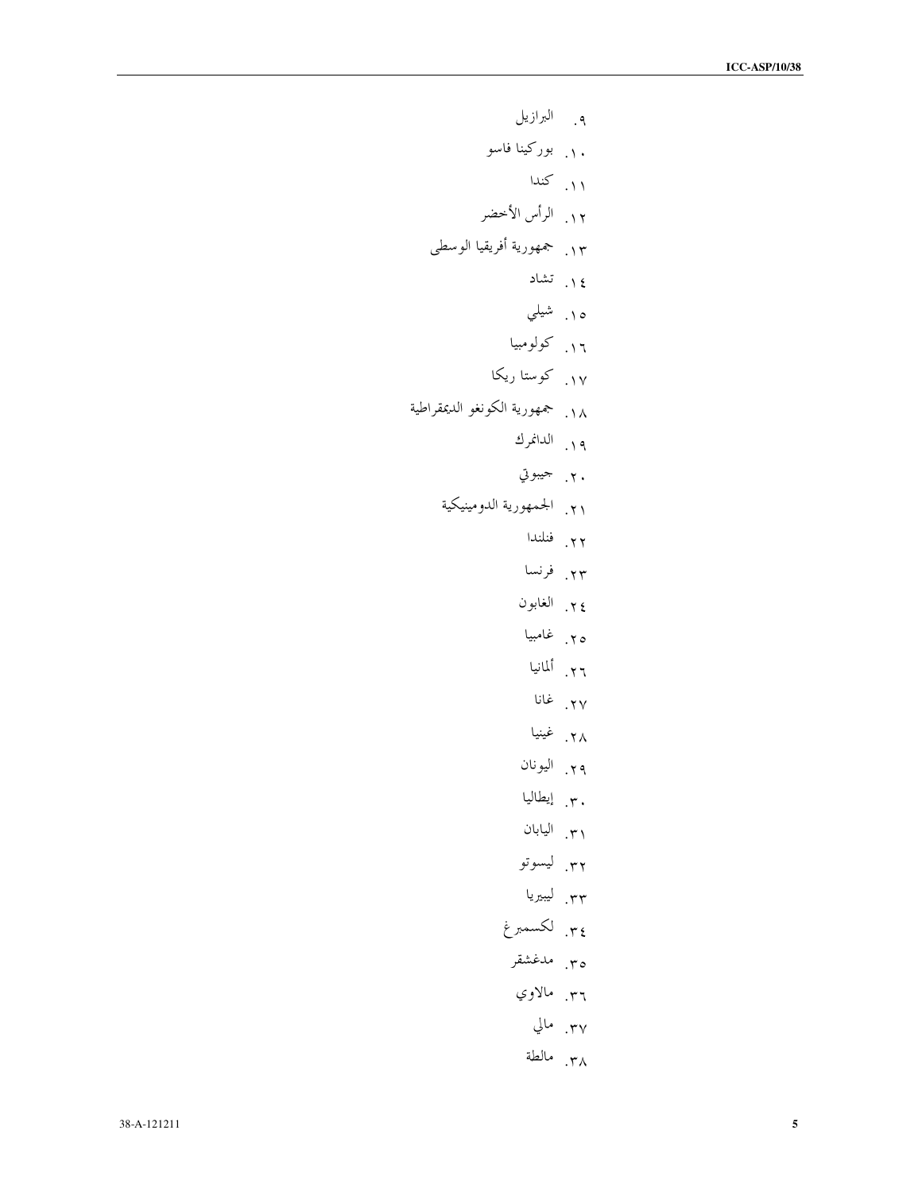٩. البرازيل

١٠. بوركينا فاسو

١١. كندا

١٢. الرأس الأخضر

١٣. جمهورية أفريقيا الوسطى

١٤. تشاد

١٥. شيلي

١٦. كولومبيا

١٧. كوستا ريكا

١٨. جمهورية الكونغو الديمقراطية

١٩. الدانمرك

٢٠. جيبوتي

٢١. الجمهورية الدومينيكية

٢٢. فنلندا

٢٣. فرنسا

٢٤. الغابون

٢٥. غامبيا

٢٦. ألمانيا

٢٧. غانا

٢٨. غينيا

٢٩. اليونان

٣٠. إيطاليا

٣١. اليابان

٣٢. ليسوتو

٣٣. ليبيريا

٣٤. لكسمبرغ

٣٥. مدغشقر

٣٦. مالاوي

٣٧. مالي

٣٨. مالطة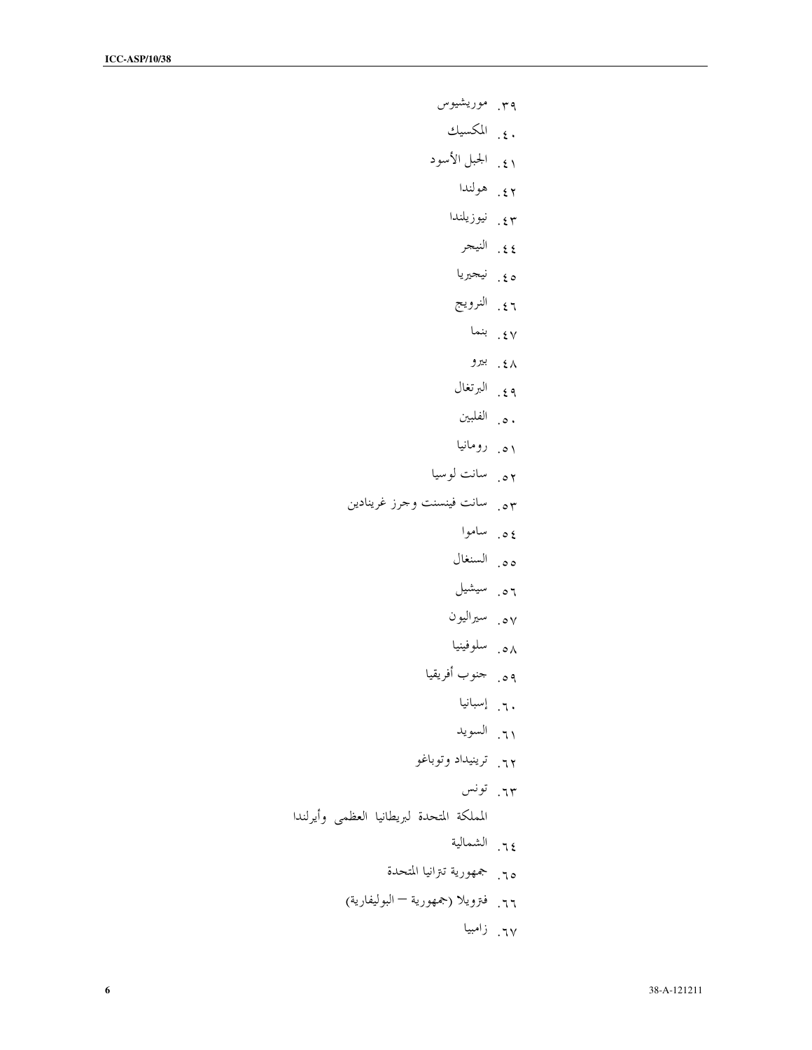٣٩. موريشيوس

٤٠. المكسيك

٤١. الجبل الأسود

٤٢. هولندا

٤٣. نيوزيلندا

٤٤. النيجر

٤٥. نيجيريا

٤٦. النرويج

٤٧. بنما

٤٨. بيرو

٤٩. البرتغال

٥٠. الفلبين

٥١. رومانيا

٥٢. سانت لوسيا

٥٣. سانت فينسنت وجرز غرينادين

٥٤. ساموا

٥٥. السنغال

٥٦. سيشيل

٥٧. سيراليون

٥٨. سلوفينيا

٥٩. جنوب أفريقيا

٦٠. إسبانيا

٦١. السويد

٦٢. ترينيداد وتوباغو

٦٣. تونس

٦٤. المملكة المتحدة لبريطانيا العظمى وأيرلندا الشمالية

٦٥. جمهورية تترانيا المتحدة

٦٦. فترويلا (جمهورية — البوليفارية)

٦٧. زامبيا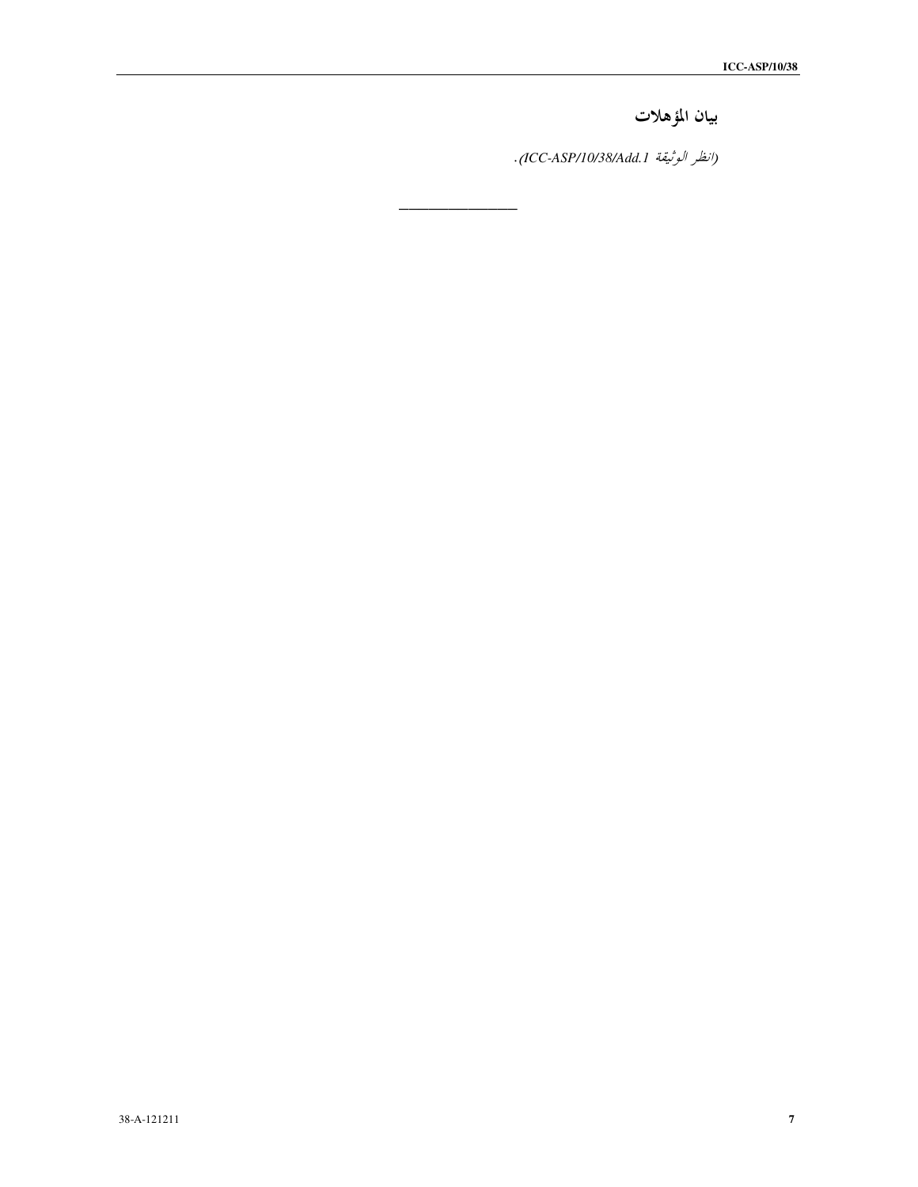## بيان المؤهلات

*(انظر الوثيقة ICC-ASP/10/38/Add.1).*

---